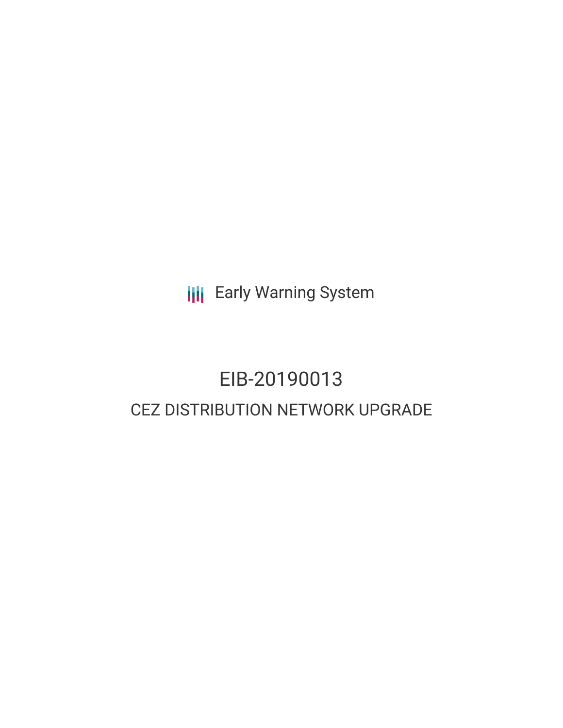Early Warning System

# EIB-20190013

## CEZ DISTRIBUTION NETWORK UPGRADE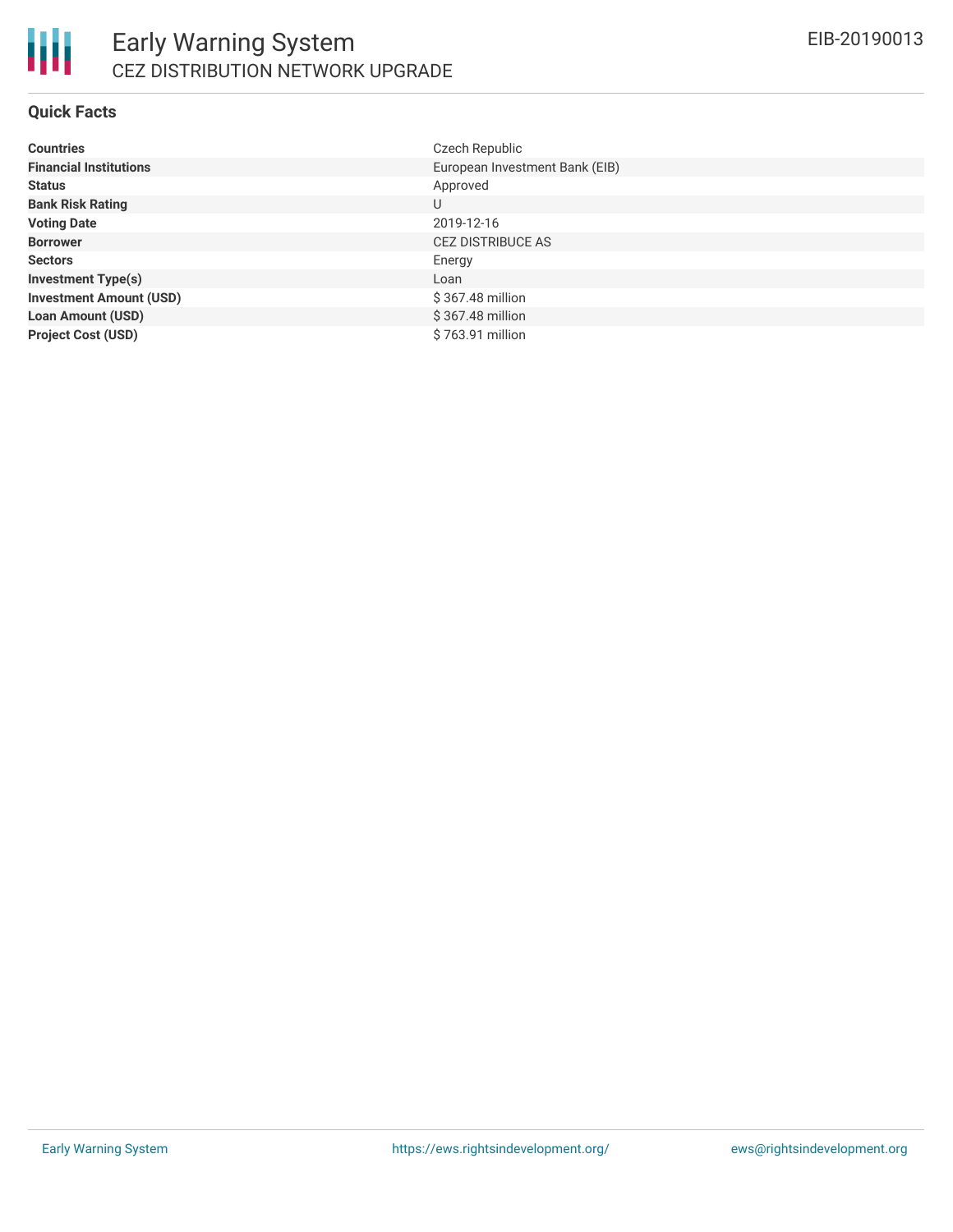## Quick Facts

| | |
|---|---|
| **Countries** | Czech Republic |
| **Financial Institutions** | European Investment Bank (EIB) |
| **Status** | Approved |
| **Bank Risk Rating** | U |
| **Voting Date** | 2019-12-16 |
| **Borrower** | CEZ DISTRIBUCE AS |
| **Sectors** | Energy |
| **Investment Type(s)** | Loan |
| **Investment Amount (USD)** | $ 367.48 million |
| **Loan Amount (USD)** | $ 367.48 million |
| **Project Cost (USD)** | $ 763.91 million |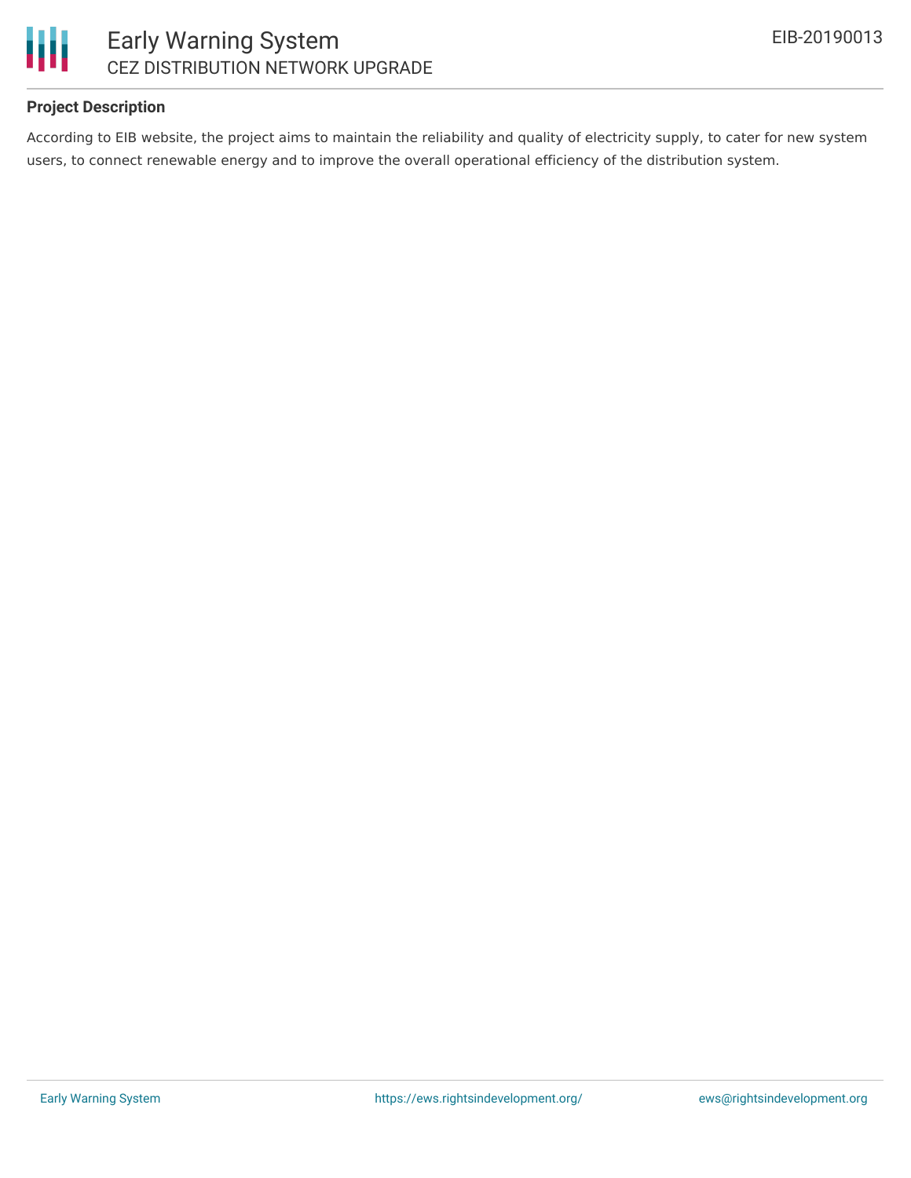**Project Description**

According to EIB website, the project aims to maintain the reliability and quality of electricity supply, to cater for new system users, to connect renewable energy and to improve the overall operational efficiency of the distribution system.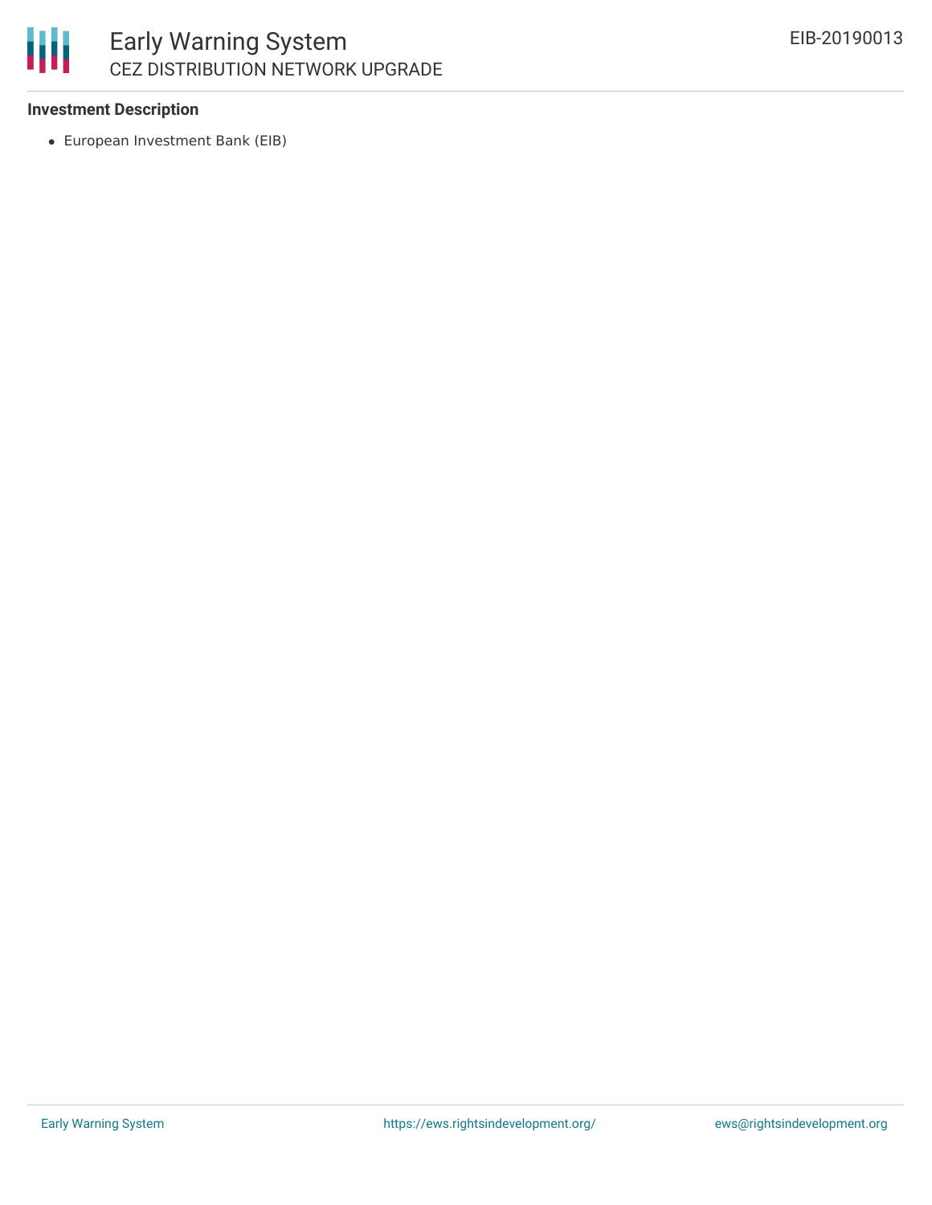**Investment Description**

- European Investment Bank (EIB)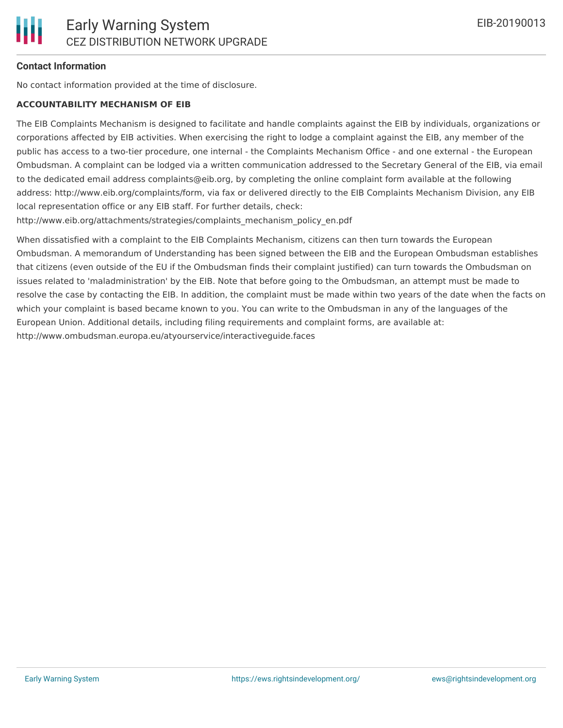## Contact Information

No contact information provided at the time of disclosure.

### ACCOUNTABILITY MECHANISM OF EIB

The EIB Complaints Mechanism is designed to facilitate and handle complaints against the EIB by individuals, organizations or corporations affected by EIB activities. When exercising the right to lodge a complaint against the EIB, any member of the public has access to a two-tier procedure, one internal - the Complaints Mechanism Office - and one external - the European Ombudsman. A complaint can be lodged via a written communication addressed to the Secretary General of the EIB, via email to the dedicated email address complaints@eib.org, by completing the online complaint form available at the following address: http://www.eib.org/complaints/form, via fax or delivered directly to the EIB Complaints Mechanism Division, any EIB local representation office or any EIB staff. For further details, check: http://www.eib.org/attachments/strategies/complaints_mechanism_policy_en.pdf

When dissatisfied with a complaint to the EIB Complaints Mechanism, citizens can then turn towards the European Ombudsman. A memorandum of Understanding has been signed between the EIB and the European Ombudsman establishes that citizens (even outside of the EU if the Ombudsman finds their complaint justified) can turn towards the Ombudsman on issues related to 'maladministration' by the EIB. Note that before going to the Ombudsman, an attempt must be made to resolve the case by contacting the EIB. In addition, the complaint must be made within two years of the date when the facts on which your complaint is based became known to you. You can write to the Ombudsman in any of the languages of the European Union. Additional details, including filing requirements and complaint forms, are available at: http://www.ombudsman.europa.eu/atyourservice/interactiveguide.faces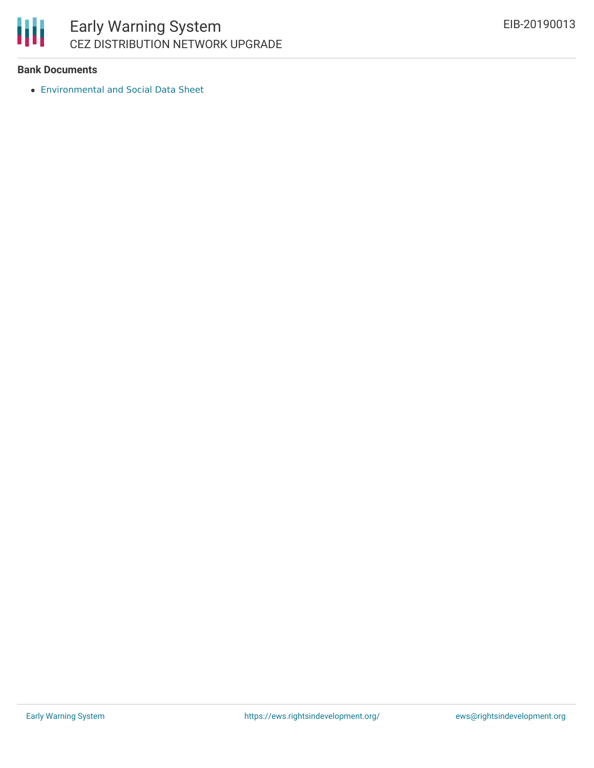**Bank Documents**

- Environmental and Social Data Sheet